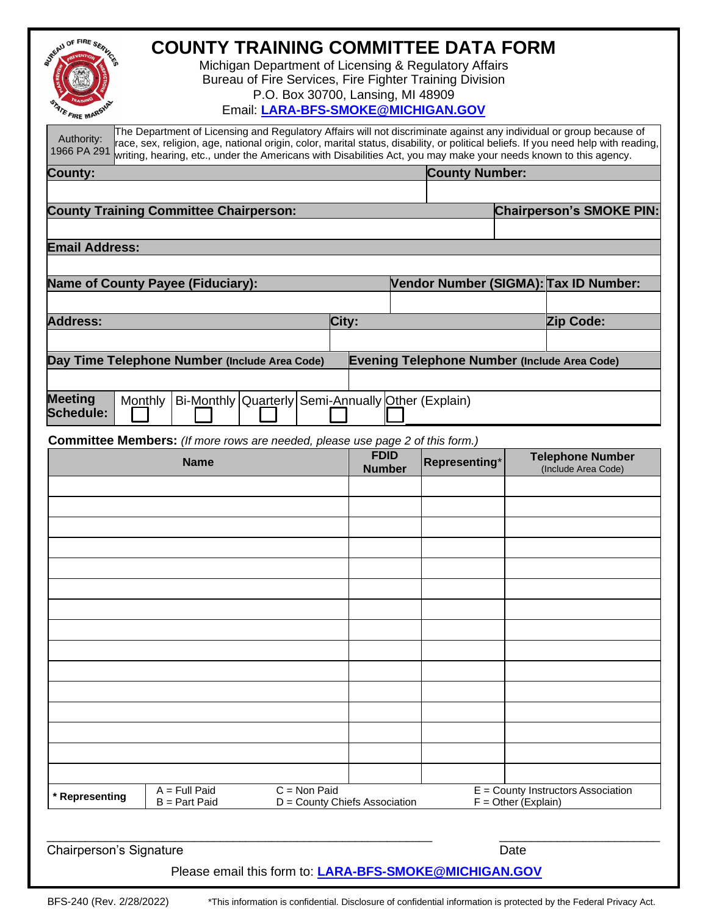# COUNTY TRAINING COMMITTEE DATA FORM

Michigan Department of Licensing & Regulatory Affairs
Bureau of Fire Services, Fire Fighter Training Division
P.O. Box 30700, Lansing, MI 48909
Email: **LARA-BFS-SMOKE@MICHIGAN.GOV**

| Authority: 1966 PA 291 | The Department of Licensing and Regulatory Affairs will not discriminate against any individual or group because of race, sex, religion, age, national origin, color, marital status, disability, or political beliefs. If you need help with reading, writing, hearing, etc., under the Americans with Disabilities Act, you may make your needs known to this agency. |
|---|---|

| **County:** | **County Number:** |
|---|---|
| | |

| **County Training Committee Chairperson:** | **Chairperson's SMOKE PIN:** |
|---|---|
| | |

| **Email Address:** |
|---|
| |

| **Name of County Payee (Fiduciary):** | **Vendor Number (SIGMA):** | **Tax ID Number:** |
|---|---|---|
| | | |

| **Address:** | **City:** | **Zip Code:** |
|---|---|---|
| | | |

| **Day Time Telephone Number** (Include Area Code) | **Evening Telephone Number** (Include Area Code) |
|---|---|
| | |

| **Meeting Schedule:** | Monthly ☐ | Bi-Monthly ☐ | Quarterly ☐ | Semi-Annually ☐ | Other (Explain) ☐ |
|---|---|---|---|---|---|

**Committee Members:** *(If more rows are needed, please use page 2 of this form.)*

| Name | FDID Number | Representing* | Telephone Number (Include Area Code) |
|---|---|---|---|
| | | | |
| | | | |
| | | | |
| | | | |
| | | | |
| | | | |
| | | | |
| | | | |
| | | | |
| | | | |
| | | | |
| | | | |
| | | | |
| | | | |
| | | | |

| **\* Representing** | A = Full Paid<br>B = Part Paid | C = Non Paid<br>D = County Chiefs Association | E = County Instructors Association<br>F = Other (Explain) |
|---|---|---|---|

_______________________________________________ Chairperson's Signature

____________________ Date

Please email this form to: **LARA-BFS-SMOKE@MICHIGAN.GOV**

BFS-240 (Rev. 2/28/2022) *This information is confidential. Disclosure of confidential information is protected by the Federal Privacy Act.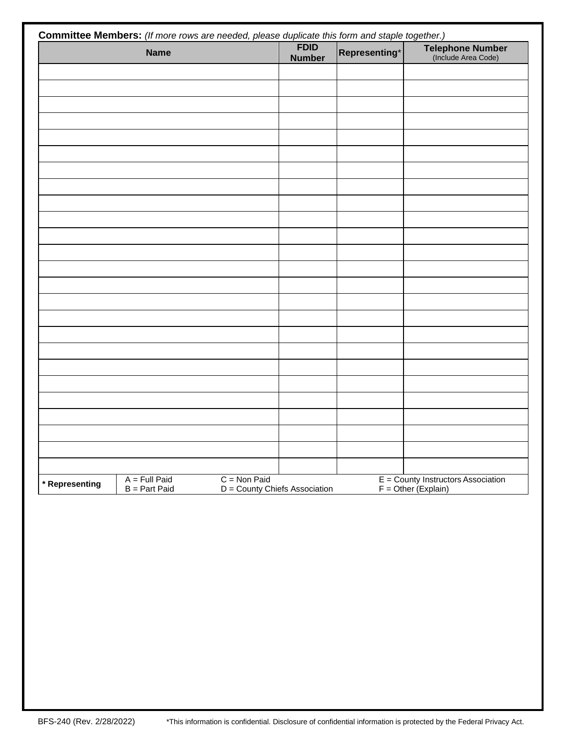**Committee Members:** *(If more rows are needed, please duplicate this form and staple together.)*

| Name | FDID Number | Representing* | Telephone Number (Include Area Code) |
|---|---|---|---|
| | | | |
| | | | |
| | | | |
| | | | |
| | | | |
| | | | |
| | | | |
| | | | |
| | | | |
| | | | |
| | | | |
| | | | |
| | | | |
| | | | |
| | | | |
| | | | |
| | | | |
| | | | |
| | | | |
| | | | |
| | | | |
| | | | |
| | | | |
| | | | |
| | | | |

| | | | |
|---|---|---|---|
| **\* Representing** | A = Full Paid<br>B = Part Paid | C = Non Paid<br>D = County Chiefs Association | E = County Instructors Association<br>F = Other (Explain) |

*This information is confidential. Disclosure of confidential information is protected by the Federal Privacy Act.